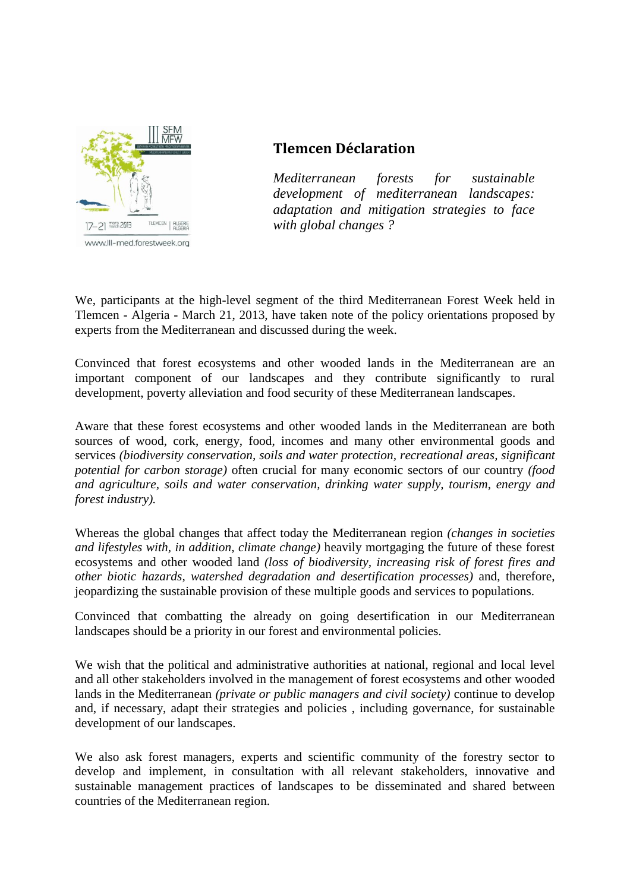# Tlemcen Déclaration

*Mediterranean forests for sustainable development of mediterranean landscapes: adaptation and mitigation strategies to face with global changes ?*

We, participants at the high-level segment of the third Mediterranean Forest Week held in Tlemcen - Algeria - March 21, 2013, have taken note of the policy orientations proposed by experts from the Mediterranean and discussed during the week.

Convinced that forest ecosystems and other wooded lands in the Mediterranean are an important component of our landscapes and they contribute significantly to rural development, poverty alleviation and food security of these Mediterranean landscapes.

Aware that these forest ecosystems and other wooded lands in the Mediterranean are both sources of wood, cork, energy, food, incomes and many other environmental goods and services *(biodiversity conservation, soils and water protection, recreational areas, significant potential for carbon storage)* often crucial for many economic sectors of our country *(food and agriculture, soils and water conservation, drinking water supply, tourism, energy and forest industry).*

Whereas the global changes that affect today the Mediterranean region *(changes in societies and lifestyles with, in addition, climate change)* heavily mortgaging the future of these forest ecosystems and other wooded land *(loss of biodiversity, increasing risk of forest fires and other biotic hazards, watershed degradation and desertification processes)* and, therefore, jeopardizing the sustainable provision of these multiple goods and services to populations.

Convinced that combatting the already on going desertification in our Mediterranean landscapes should be a priority in our forest and environmental policies.

We wish that the political and administrative authorities at national, regional and local level and all other stakeholders involved in the management of forest ecosystems and other wooded lands in the Mediterranean *(private or public managers and civil society)* continue to develop and, if necessary, adapt their strategies and policies , including governance, for sustainable development of our landscapes.

We also ask forest managers, experts and scientific community of the forestry sector to develop and implement, in consultation with all relevant stakeholders, innovative and sustainable management practices of landscapes to be disseminated and shared between countries of the Mediterranean region.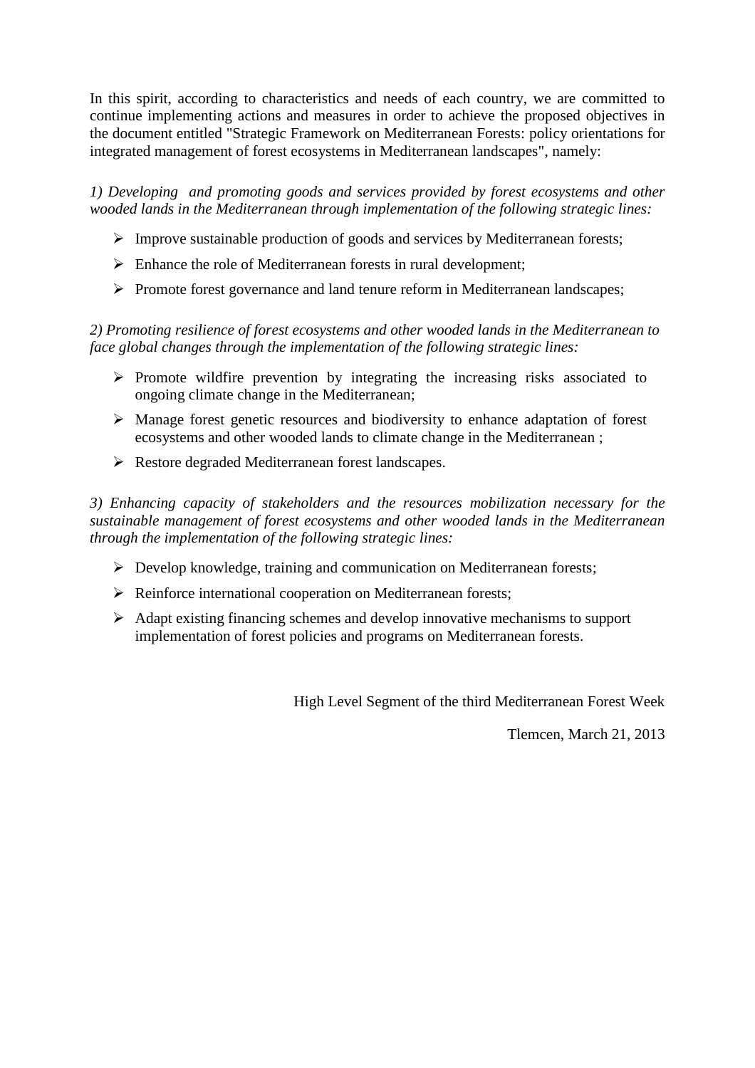In this spirit, according to characteristics and needs of each country, we are committed to continue implementing actions and measures in order to achieve the proposed objectives in the document entitled "Strategic Framework on Mediterranean Forests: policy orientations for integrated management of forest ecosystems in Mediterranean landscapes", namely:

*1) Developing and promoting goods and services provided by forest ecosystems and other wooded lands in the Mediterranean through implementation of the following strategic lines:*

- Improve sustainable production of goods and services by Mediterranean forests;
- Enhance the role of Mediterranean forests in rural development;
- Promote forest governance and land tenure reform in Mediterranean landscapes;

*2) Promoting resilience of forest ecosystems and other wooded lands in the Mediterranean to face global changes through the implementation of the following strategic lines:*

- Promote wildfire prevention by integrating the increasing risks associated to ongoing climate change in the Mediterranean;
- Manage forest genetic resources and biodiversity to enhance adaptation of forest ecosystems and other wooded lands to climate change in the Mediterranean ;
- Restore degraded Mediterranean forest landscapes.

*3) Enhancing capacity of stakeholders and the resources mobilization necessary for the sustainable management of forest ecosystems and other wooded lands in the Mediterranean through the implementation of the following strategic lines:*

- Develop knowledge, training and communication on Mediterranean forests;
- Reinforce international cooperation on Mediterranean forests;
- Adapt existing financing schemes and develop innovative mechanisms to support implementation of forest policies and programs on Mediterranean forests.

High Level Segment of the third Mediterranean Forest Week

Tlemcen, March 21, 2013